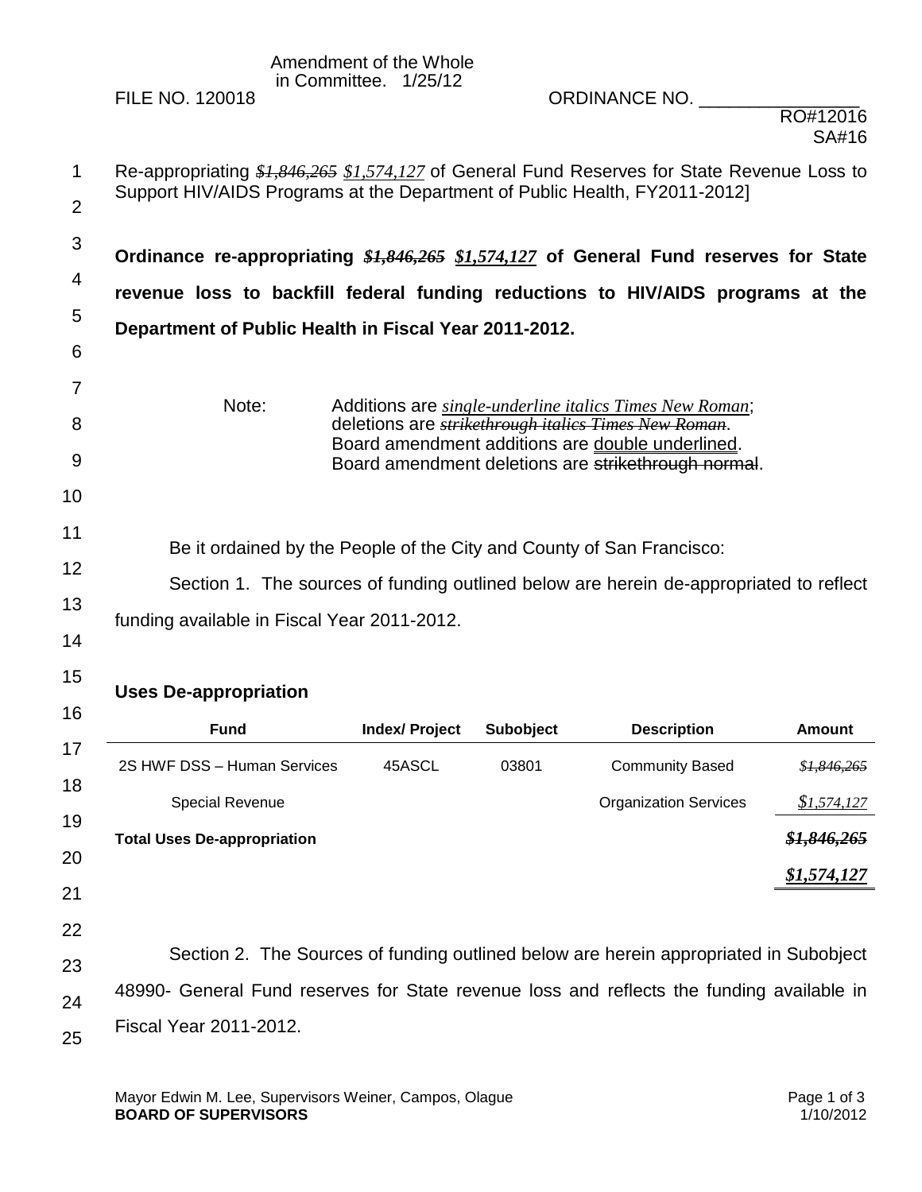Amendment of the Whole in Committee. 1/25/12

FILE NO. 120018 ORDINANCE NO. _______________

RO#12016
SA#16

Re-appropriating ~~*$1,846,265*~~ *$1,574,127* of General Fund Reserves for State Revenue Loss to Support HIV/AIDS Programs at the Department of Public Health, FY2011-2012]

**Ordinance re-appropriating ~~*$1,846,265*~~ *$1,574,127* of General Fund reserves for State revenue loss to backfill federal funding reductions to HIV/AIDS programs at the Department of Public Health in Fiscal Year 2011-2012.**

Note: Additions are *single-underline italics Times New Roman*; deletions are ~~*strikethrough italics Times New Roman*~~. Board amendment additions are double underlined. Board amendment deletions are ~~strikethrough normal~~.

Be it ordained by the People of the City and County of San Francisco:

Section 1. The sources of funding outlined below are herein de-appropriated to reflect funding available in Fiscal Year 2011-2012.

**Uses De-appropriation**

| Fund | Index/ Project | Subobject | Description | Amount |
|---|---|---|---|---|
| 2S HWF DSS – Human Services Special Revenue | 45ASCL | 03801 | Community Based Organization Services | ~~*$1,846,265*~~ *$1,574,127* |
| **Total Uses De-appropriation** | | | | ~~***$1,846,265***~~ ***$1,574,127*** |

Section 2. The Sources of funding outlined below are herein appropriated in Subobject 48990- General Fund reserves for State revenue loss and reflects the funding available in Fiscal Year 2011-2012.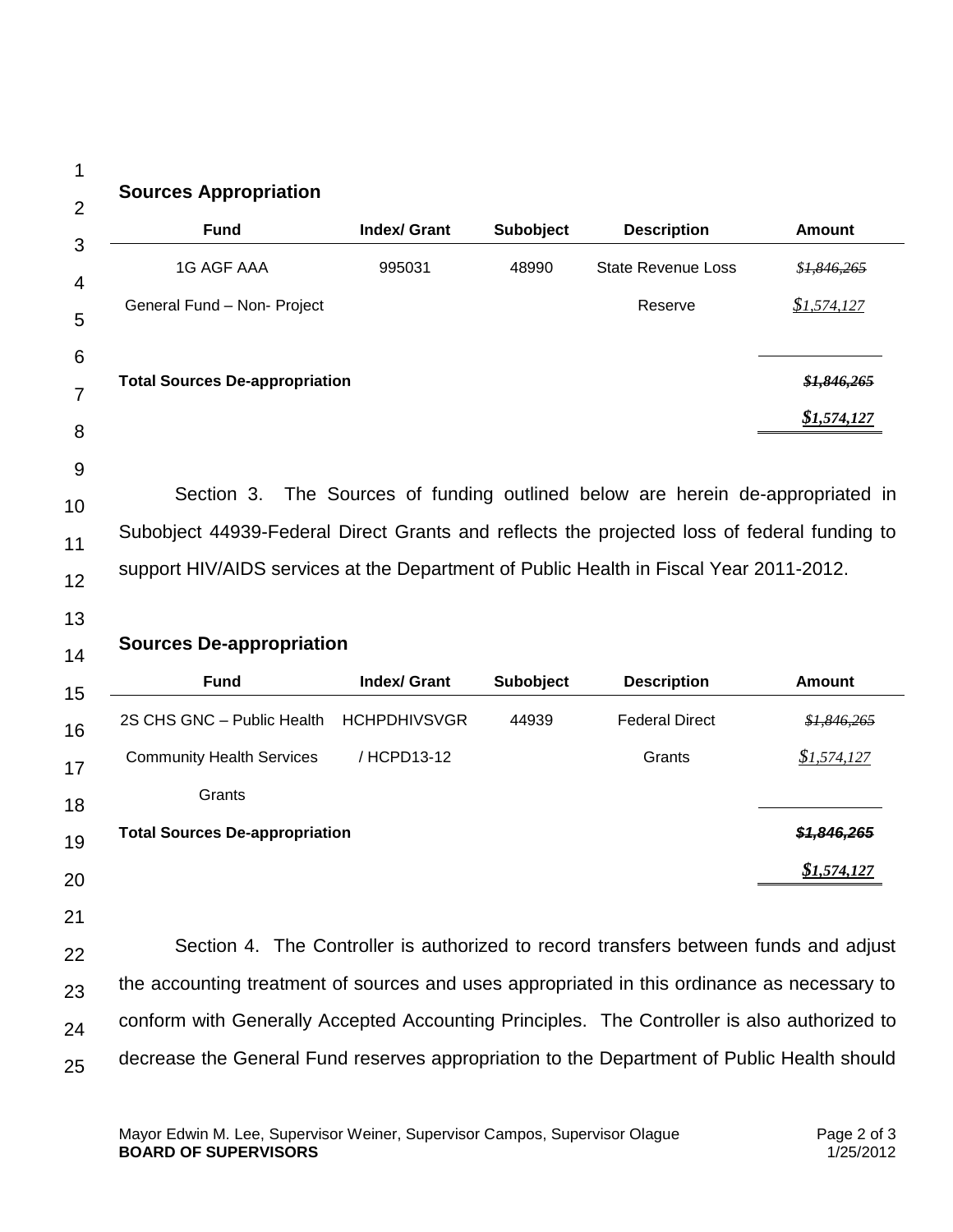**Sources Appropriation**

| Fund | Index/ Grant | Subobject | Description | Amount |
|---|---|---|---|---|
| 1G AGF AAA | 995031 | 48990 | State Revenue Loss | ~~$1,846,265~~ |
| General Fund – Non- Project | | | Reserve | *$1,574,127* |
| **Total Sources De-appropriation** | | | | ~~***$1,846,265***~~ |
| | | | | ***$1,574,127*** |

Section 3. The Sources of funding outlined below are herein de-appropriated in Subobject 44939-Federal Direct Grants and reflects the projected loss of federal funding to support HIV/AIDS services at the Department of Public Health in Fiscal Year 2011-2012.

**Sources De-appropriation**

| Fund | Index/ Grant | Subobject | Description | Amount |
|---|---|---|---|---|
| 2S CHS GNC – Public Health | HCHPDHIVSVGR | 44939 | Federal Direct | ~~$1,846,265~~ |
| Community Health Services | / HCPD13-12 | | Grants | *$1,574,127* |
| Grants | | | | |
| **Total Sources De-appropriation** | | | | ~~***$1,846,265***~~ |
| | | | | ***$1,574,127*** |

Section 4. The Controller is authorized to record transfers between funds and adjust the accounting treatment of sources and uses appropriated in this ordinance as necessary to conform with Generally Accepted Accounting Principles. The Controller is also authorized to decrease the General Fund reserves appropriation to the Department of Public Health should

Mayor Edwin M. Lee, Supervisor Weiner, Supervisor Campos, Supervisor Olague
**BOARD OF SUPERVISORS**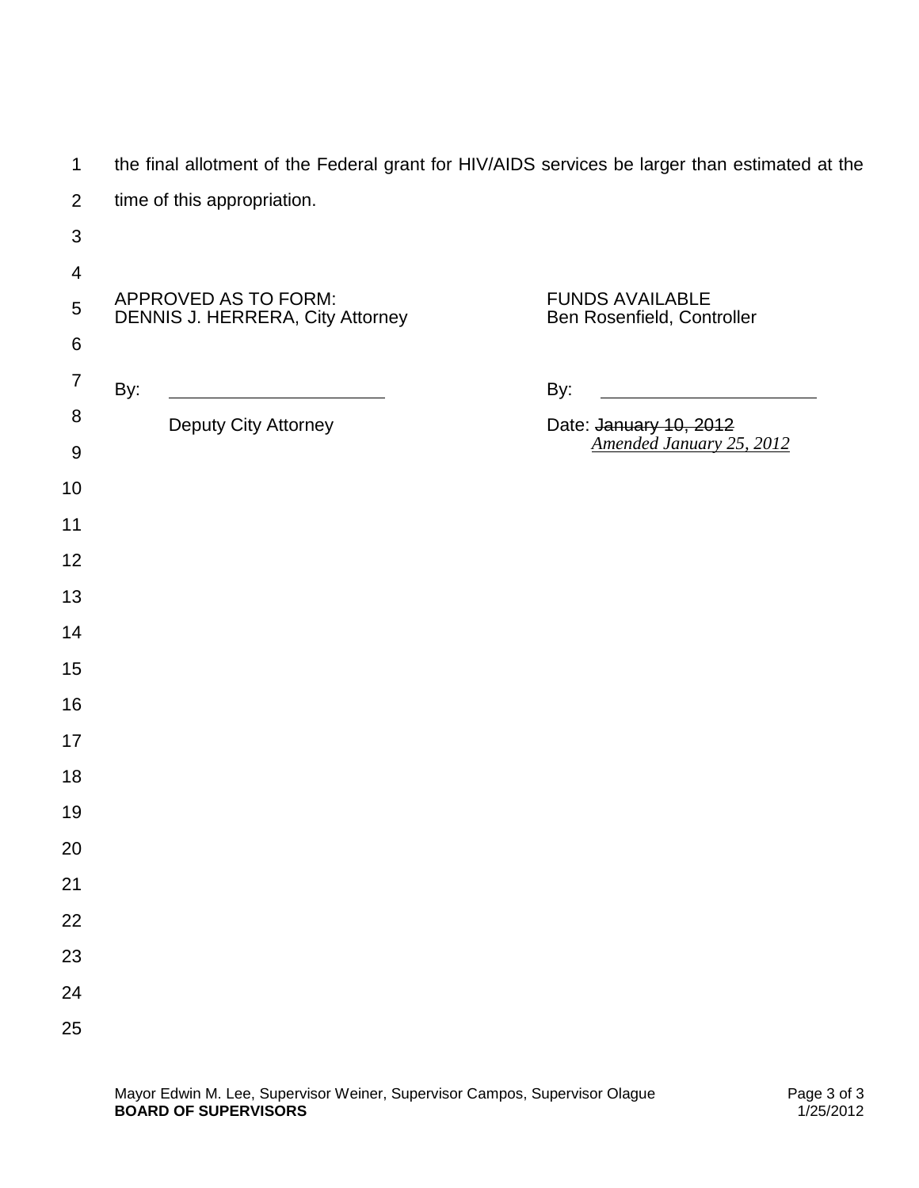the final allotment of the Federal grant for HIV/AIDS services be larger than estimated at the time of this appropriation.

APPROVED AS TO FORM:
DENNIS J. HERRERA, City Attorney

By: ______________________

Deputy City Attorney

FUNDS AVAILABLE
Ben Rosenfield, Controller

By: ______________________

Date: ~~January 10, 2012~~
*Amended January 25, 2012*

Mayor Edwin M. Lee, Supervisor Weiner, Supervisor Campos, Supervisor Olague
**BOARD OF SUPERVISORS**